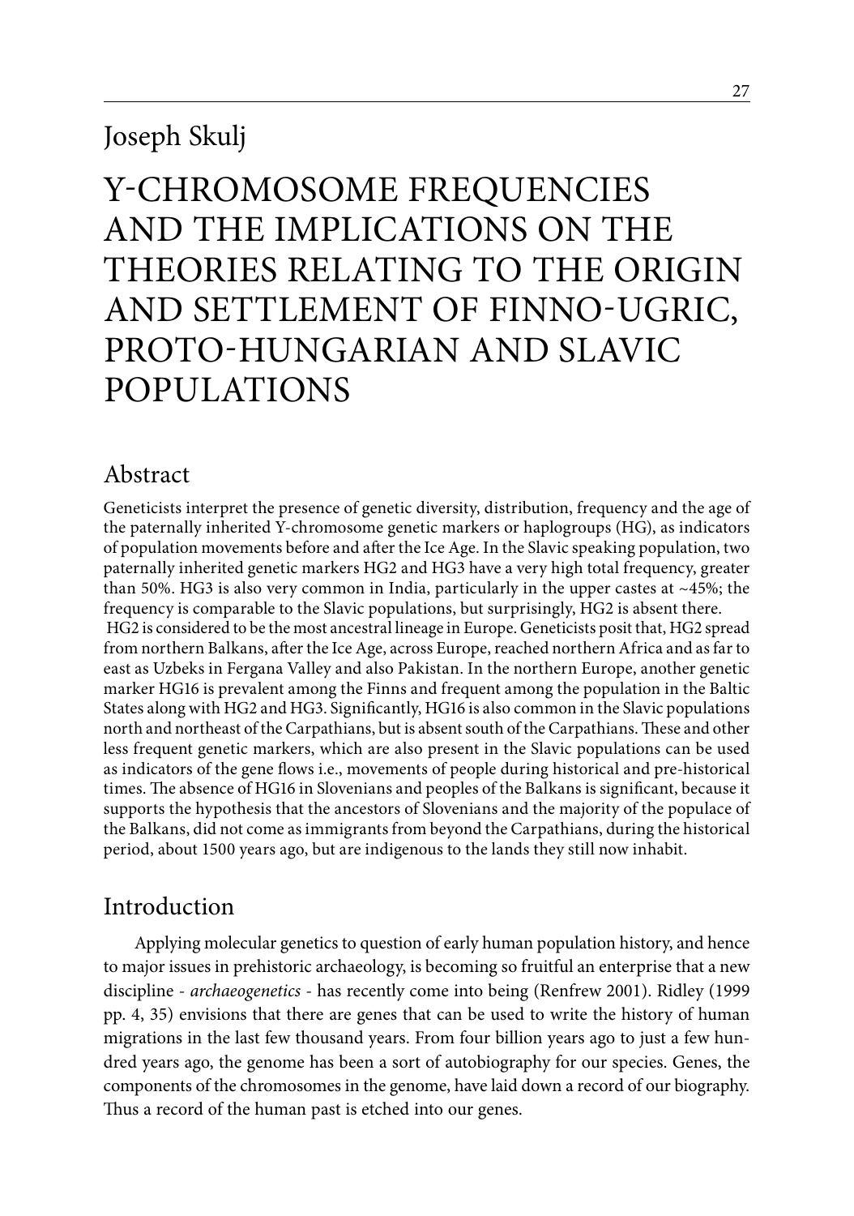Joseph Skulj

# Y-CHROMOSOME FREQUENCIES AND THE IMPLICATIONS ON THE THEORIES RELATING TO THE ORIGIN AND SETTLEMENT OF FINNO-UGRIC, PROTO-HUNGARIAN AND SLAVIC POPULATIONS

## Abstract

Geneticists interpret the presence of genetic diversity, distribution, frequency and the age of the paternally inherited Y-chromosome genetic markers or haplogroups (HG), as indicators of population movements before and after the Ice Age. In the Slavic speaking population, two paternally inherited genetic markers HG2 and HG3 have a very high total frequency, greater than 50%. HG3 is also very common in India, particularly in the upper castes at ~45%; the frequency is comparable to the Slavic populations, but surprisingly, HG2 is absent there. HG2 is considered to be the most ancestral lineage in Europe. Geneticists posit that, HG2 spread from northern Balkans, after the Ice Age, across Europe, reached northern Africa and as far to east as Uzbeks in Fergana Valley and also Pakistan. In the northern Europe, another genetic marker HG16 is prevalent among the Finns and frequent among the population in the Baltic States along with HG2 and HG3. Significantly, HG16 is also common in the Slavic populations north and northeast of the Carpathians, but is absent south of the Carpathians. These and other less frequent genetic markers, which are also present in the Slavic populations can be used as indicators of the gene flows i.e., movements of people during historical and pre-historical times. The absence of HG16 in Slovenians and peoples of the Balkans is significant, because it supports the hypothesis that the ancestors of Slovenians and the majority of the populace of the Balkans, did not come as immigrants from beyond the Carpathians, during the historical period, about 1500 years ago, but are indigenous to the lands they still now inhabit.

## Introduction

Applying molecular genetics to question of early human population history, and hence to major issues in prehistoric archaeology, is becoming so fruitful an enterprise that a new discipline - *archaeogenetics* - has recently come into being (Renfrew 2001). Ridley (1999 pp. 4, 35) envisions that there are genes that can be used to write the history of human migrations in the last few thousand years. From four billion years ago to just a few hundred years ago, the genome has been a sort of autobiography for our species. Genes, the components of the chromosomes in the genome, have laid down a record of our biography. Thus a record of the human past is etched into our genes.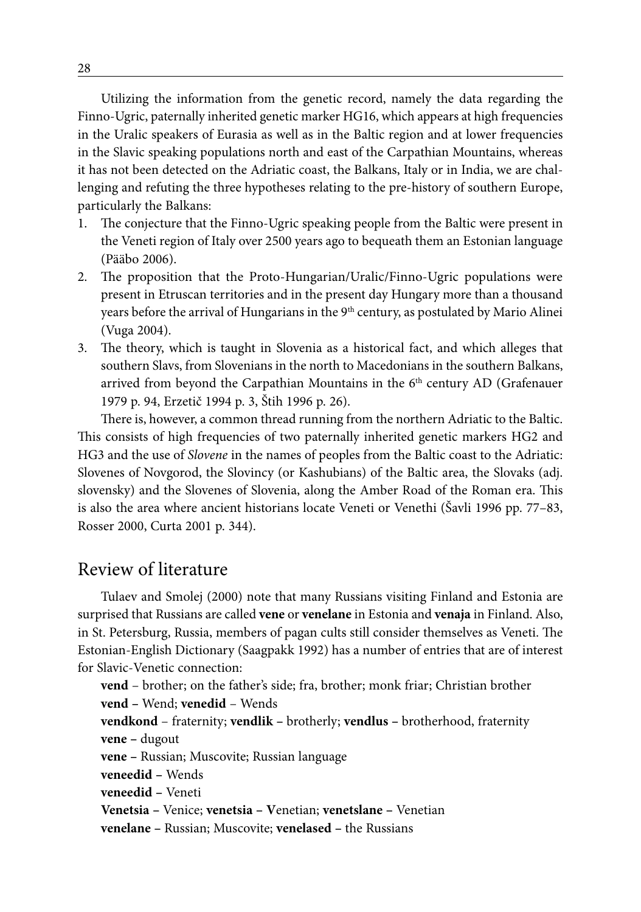Utilizing the information from the genetic record, namely the data regarding the Finno-Ugric, paternally inherited genetic marker HG16, which appears at high frequencies in the Uralic speakers of Eurasia as well as in the Baltic region and at lower frequencies in the Slavic speaking populations north and east of the Carpathian Mountains, whereas it has not been detected on the Adriatic coast, the Balkans, Italy or in India, we are challenging and refuting the three hypotheses relating to the pre-history of southern Europe, particularly the Balkans:

1. The conjecture that the Finno-Ugric speaking people from the Baltic were present in the Veneti region of Italy over 2500 years ago to bequeath them an Estonian language (Pääbo 2006).
2. The proposition that the Proto-Hungarian/Uralic/Finno-Ugric populations were present in Etruscan territories and in the present day Hungary more than a thousand years before the arrival of Hungarians in the 9th century, as postulated by Mario Alinei (Vuga 2004).
3. The theory, which is taught in Slovenia as a historical fact, and which alleges that southern Slavs, from Slovenians in the north to Macedonians in the southern Balkans, arrived from beyond the Carpathian Mountains in the 6th century AD (Grafenauer 1979 p. 94, Erzetič 1994 p. 3, Štih 1996 p. 26).

There is, however, a common thread running from the northern Adriatic to the Baltic. This consists of high frequencies of two paternally inherited genetic markers HG2 and HG3 and the use of *Slovene* in the names of peoples from the Baltic coast to the Adriatic: Slovenes of Novgorod, the Slovincy (or Kashubians) of the Baltic area, the Slovaks (adj. slovensky) and the Slovenes of Slovenia, along the Amber Road of the Roman era. This is also the area where ancient historians locate Veneti or Venethi (Šavli 1996 pp. 77–83, Rosser 2000, Curta 2001 p. 344).

## Review of literature

Tulaev and Smolej (2000) note that many Russians visiting Finland and Estonia are surprised that Russians are called **vene** or **venelane** in Estonia and **venaja** in Finland. Also, in St. Petersburg, Russia, members of pagan cults still consider themselves as Veneti. The Estonian-English Dictionary (Saagpakk 1992) has a number of entries that are of interest for Slavic-Venetic connection:

**vend** – brother; on the father's side; fra, brother; monk friar; Christian brother
**vend –** Wend; **venedid** – Wends
**vendkond** – fraternity; **vendlik –** brotherly; **vendlus –** brotherhood, fraternity
**vene –** dugout
**vene –** Russian; Muscovite; Russian language
**veneedid –** Wends
**veneedid –** Veneti
**Venetsia –** Venice; **venetsia – V**enetian; **venetslane –** Venetian
**venelane –** Russian; Muscovite; **venelased –** the Russians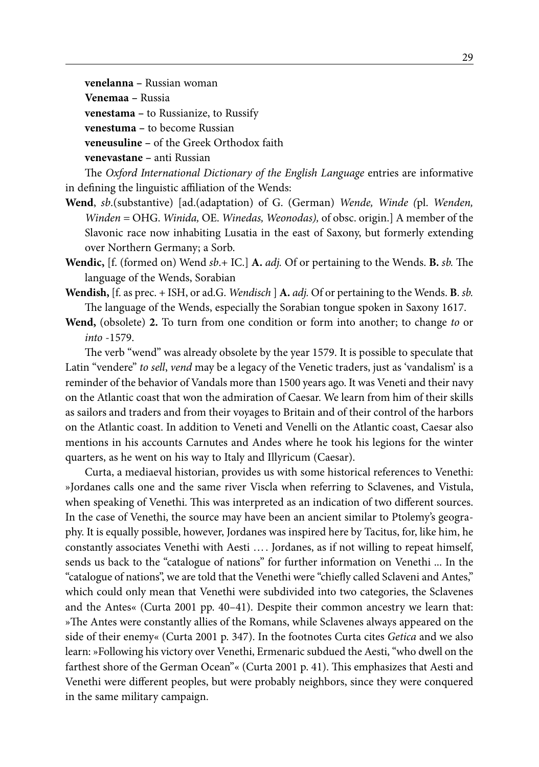**venelanna** – Russian woman

**Venemaa** – Russia

**venestama** – to Russianize, to Russify

**venestuma** – to become Russian

**veneusuline** – of the Greek Orthodox faith

**venevastane** – anti Russian

The *Oxford International Dictionary of the English Language* entries are informative in defining the linguistic affiliation of the Wends:

**Wend**, *sb*.(substantive) [ad.(adaptation) of G. (German) *Wende, Winde (*pl. *Wenden, Winden* = OHG. *Winida,* OE. *Winedas, Weonodas),* of obsc. origin.] A member of the Slavonic race now inhabiting Lusatia in the east of Saxony, but formerly extending over Northern Germany; a Sorb.

**Wendic,** [f. (formed on) Wend *sb*.+ IC.] **A.** *adj.* Of or pertaining to the Wends. **B.** *sb.* The language of the Wends, Sorabian

**Wendish,** [f. as prec. + ISH, or ad.G. *Wendisch* ] **A.** *adj.* Of or pertaining to the Wends. **B**. *sb.* The language of the Wends, especially the Sorabian tongue spoken in Saxony 1617.

**Wend,** (obsolete) **2.** To turn from one condition or form into another; to change *to* or *into* -1579.

The verb "wend" was already obsolete by the year 1579. It is possible to speculate that Latin "vendere" *to sell*, *vend* may be a legacy of the Venetic traders, just as 'vandalism' is a reminder of the behavior of Vandals more than 1500 years ago. It was Veneti and their navy on the Atlantic coast that won the admiration of Caesar. We learn from him of their skills as sailors and traders and from their voyages to Britain and of their control of the harbors on the Atlantic coast. In addition to Veneti and Venelli on the Atlantic coast, Caesar also mentions in his accounts Carnutes and Andes where he took his legions for the winter quarters, as he went on his way to Italy and Illyricum (Caesar).

Curta, a mediaeval historian, provides us with some historical references to Venethi: »Jordanes calls one and the same river Viscla when referring to Sclavenes, and Vistula, when speaking of Venethi. This was interpreted as an indication of two different sources. In the case of Venethi, the source may have been an ancient similar to Ptolemy's geography. It is equally possible, however, Jordanes was inspired here by Tacitus, for, like him, he constantly associates Venethi with Aesti …. Jordanes, as if not willing to repeat himself, sends us back to the "catalogue of nations" for further information on Venethi ... In the "catalogue of nations", we are told that the Venethi were "chiefly called Sclaveni and Antes," which could only mean that Venethi were subdivided into two categories, the Sclavenes and the Antes« (Curta 2001 pp. 40–41). Despite their common ancestry we learn that: »The Antes were constantly allies of the Romans, while Sclavenes always appeared on the side of their enemy« (Curta 2001 p. 347). In the footnotes Curta cites *Getica* and we also learn: »Following his victory over Venethi, Ermenaric subdued the Aesti, "who dwell on the farthest shore of the German Ocean"« (Curta 2001 p. 41). This emphasizes that Aesti and Venethi were different peoples, but were probably neighbors, since they were conquered in the same military campaign.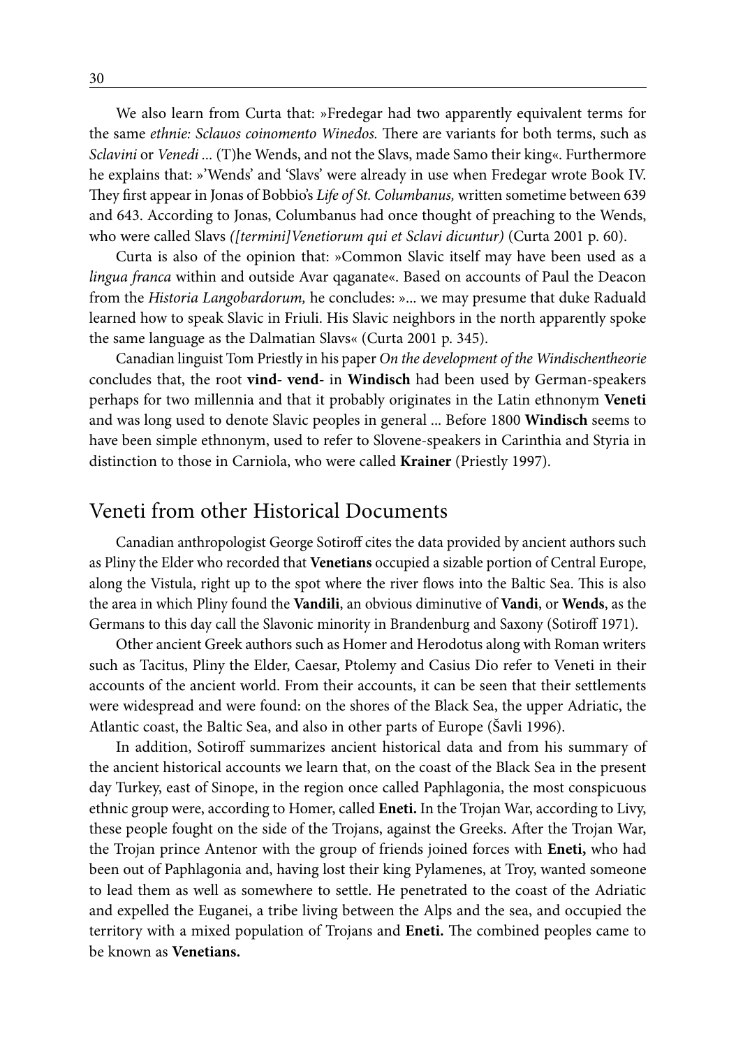We also learn from Curta that: »Fredegar had two apparently equivalent terms for the same *ethnie: Sclauos coinomento Winedos.* There are variants for both terms, such as *Sclavini* or *Venedi* ... (T)he Wends, and not the Slavs, made Samo their king«. Furthermore he explains that: »'Wends' and 'Slavs' were already in use when Fredegar wrote Book IV. They first appear in Jonas of Bobbio's *Life of St. Columbanus,* written sometime between 639 and 643. According to Jonas, Columbanus had once thought of preaching to the Wends, who were called Slavs *([termini]Venetiorum qui et Sclavi dicuntur)* (Curta 2001 p. 60).

Curta is also of the opinion that: »Common Slavic itself may have been used as a *lingua franca* within and outside Avar qaganate«. Based on accounts of Paul the Deacon from the *Historia Langobardorum,* he concludes: »... we may presume that duke Raduald learned how to speak Slavic in Friuli. His Slavic neighbors in the north apparently spoke the same language as the Dalmatian Slavs« (Curta 2001 p. 345).

Canadian linguist Tom Priestly in his paper *On the development of the Windischentheorie* concludes that, the root **vind**- **vend**- in **Windisch** had been used by German-speakers perhaps for two millennia and that it probably originates in the Latin ethnonym **Veneti** and was long used to denote Slavic peoples in general ... Before 1800 **Windisch** seems to have been simple ethnonym, used to refer to Slovene-speakers in Carinthia and Styria in distinction to those in Carniola, who were called **Krainer** (Priestly 1997).

## Veneti from other Historical Documents

Canadian anthropologist George Sotiroff cites the data provided by ancient authors such as Pliny the Elder who recorded that **Venetians** occupied a sizable portion of Central Europe, along the Vistula, right up to the spot where the river flows into the Baltic Sea. This is also the area in which Pliny found the **Vandili**, an obvious diminutive of **Vandi**, or **Wends**, as the Germans to this day call the Slavonic minority in Brandenburg and Saxony (Sotiroff 1971).

Other ancient Greek authors such as Homer and Herodotus along with Roman writers such as Tacitus, Pliny the Elder, Caesar, Ptolemy and Casius Dio refer to Veneti in their accounts of the ancient world. From their accounts, it can be seen that their settlements were widespread and were found: on the shores of the Black Sea, the upper Adriatic, the Atlantic coast, the Baltic Sea, and also in other parts of Europe (Šavli 1996).

In addition, Sotiroff summarizes ancient historical data and from his summary of the ancient historical accounts we learn that, on the coast of the Black Sea in the present day Turkey, east of Sinope, in the region once called Paphlagonia, the most conspicuous ethnic group were, according to Homer, called **Eneti.** In the Trojan War, according to Livy, these people fought on the side of the Trojans, against the Greeks. After the Trojan War, the Trojan prince Antenor with the group of friends joined forces with **Eneti,** who had been out of Paphlagonia and, having lost their king Pylamenes, at Troy, wanted someone to lead them as well as somewhere to settle. He penetrated to the coast of the Adriatic and expelled the Euganei, a tribe living between the Alps and the sea, and occupied the territory with a mixed population of Trojans and **Eneti.** The combined peoples came to be known as **Venetians.**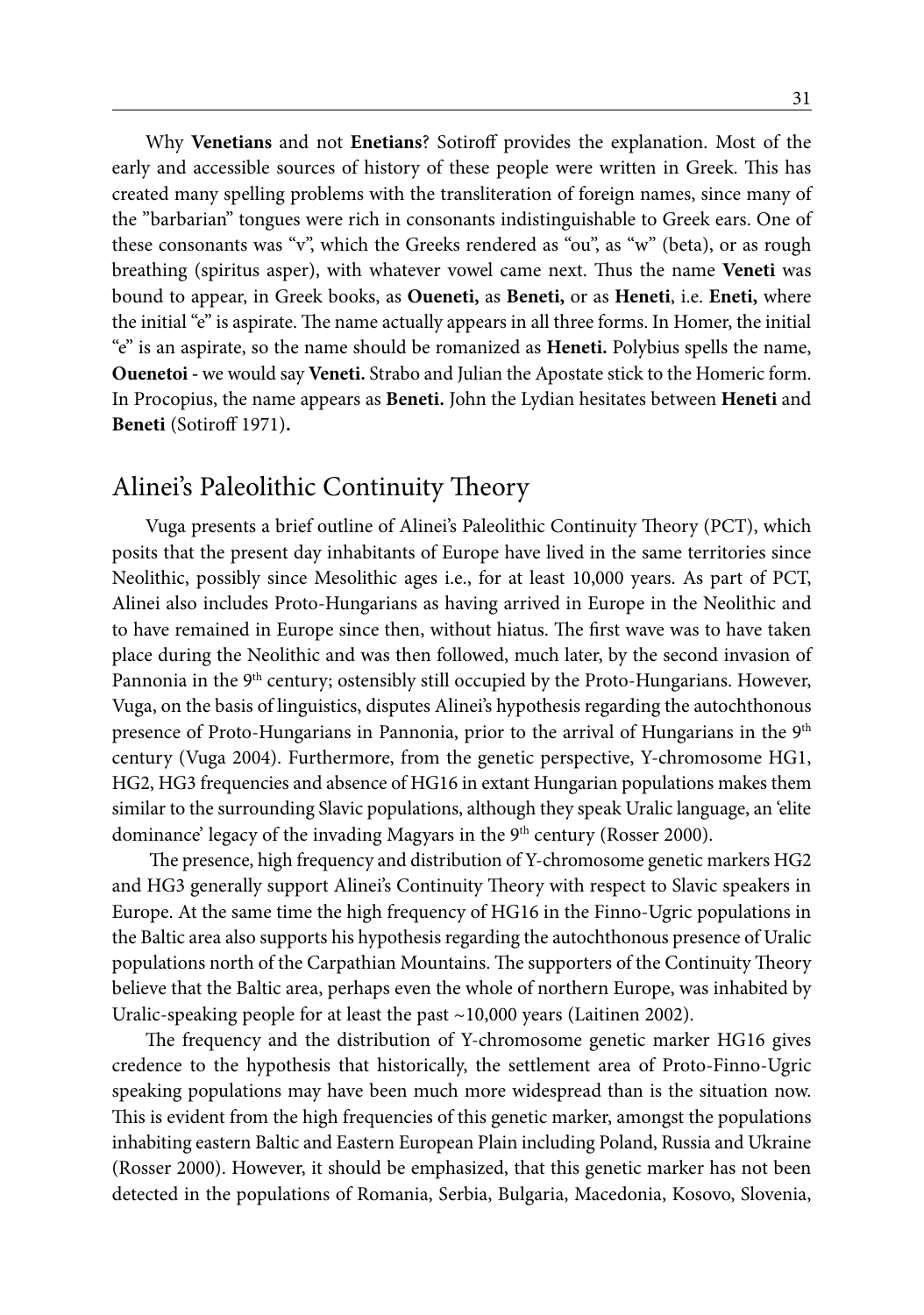Why **Venetians** and not **Enetians**? Sotiroff provides the explanation. Most of the early and accessible sources of history of these people were written in Greek. This has created many spelling problems with the transliteration of foreign names, since many of the "barbarian" tongues were rich in consonants indistinguishable to Greek ears. One of these consonants was "v", which the Greeks rendered as "ou", as "w" (beta), or as rough breathing (spiritus asper), with whatever vowel came next. Thus the name **Veneti** was bound to appear, in Greek books, as **Oueneti,** as **Beneti,** or as **Heneti**, i.e. **Eneti,** where the initial "e" is aspirate. The name actually appears in all three forms. In Homer, the initial "e" is an aspirate, so the name should be romanized as **Heneti.** Polybius spells the name, **Ouenetoi** - we would say **Veneti.** Strabo and Julian the Apostate stick to the Homeric form. In Procopius, the name appears as **Beneti.** John the Lydian hesitates between **Heneti** and **Beneti** (Sotiroff 1971)**.**

## Alinei's Paleolithic Continuity Theory

Vuga presents a brief outline of Alinei's Paleolithic Continuity Theory (PCT), which posits that the present day inhabitants of Europe have lived in the same territories since Neolithic, possibly since Mesolithic ages i.e., for at least 10,000 years. As part of PCT, Alinei also includes Proto-Hungarians as having arrived in Europe in the Neolithic and to have remained in Europe since then, without hiatus. The first wave was to have taken place during the Neolithic and was then followed, much later, by the second invasion of Pannonia in the 9th century; ostensibly still occupied by the Proto-Hungarians. However, Vuga, on the basis of linguistics, disputes Alinei's hypothesis regarding the autochthonous presence of Proto-Hungarians in Pannonia, prior to the arrival of Hungarians in the 9th century (Vuga 2004). Furthermore, from the genetic perspective, Y-chromosome HG1, HG2, HG3 frequencies and absence of HG16 in extant Hungarian populations makes them similar to the surrounding Slavic populations, although they speak Uralic language, an 'elite dominance' legacy of the invading Magyars in the 9th century (Rosser 2000).

The presence, high frequency and distribution of Y-chromosome genetic markers HG2 and HG3 generally support Alinei's Continuity Theory with respect to Slavic speakers in Europe. At the same time the high frequency of HG16 in the Finno-Ugric populations in the Baltic area also supports his hypothesis regarding the autochthonous presence of Uralic populations north of the Carpathian Mountains. The supporters of the Continuity Theory believe that the Baltic area, perhaps even the whole of northern Europe, was inhabited by Uralic-speaking people for at least the past ~10,000 years (Laitinen 2002).

The frequency and the distribution of Y-chromosome genetic marker HG16 gives credence to the hypothesis that historically, the settlement area of Proto-Finno-Ugric speaking populations may have been much more widespread than is the situation now. This is evident from the high frequencies of this genetic marker, amongst the populations inhabiting eastern Baltic and Eastern European Plain including Poland, Russia and Ukraine (Rosser 2000). However, it should be emphasized, that this genetic marker has not been detected in the populations of Romania, Serbia, Bulgaria, Macedonia, Kosovo, Slovenia,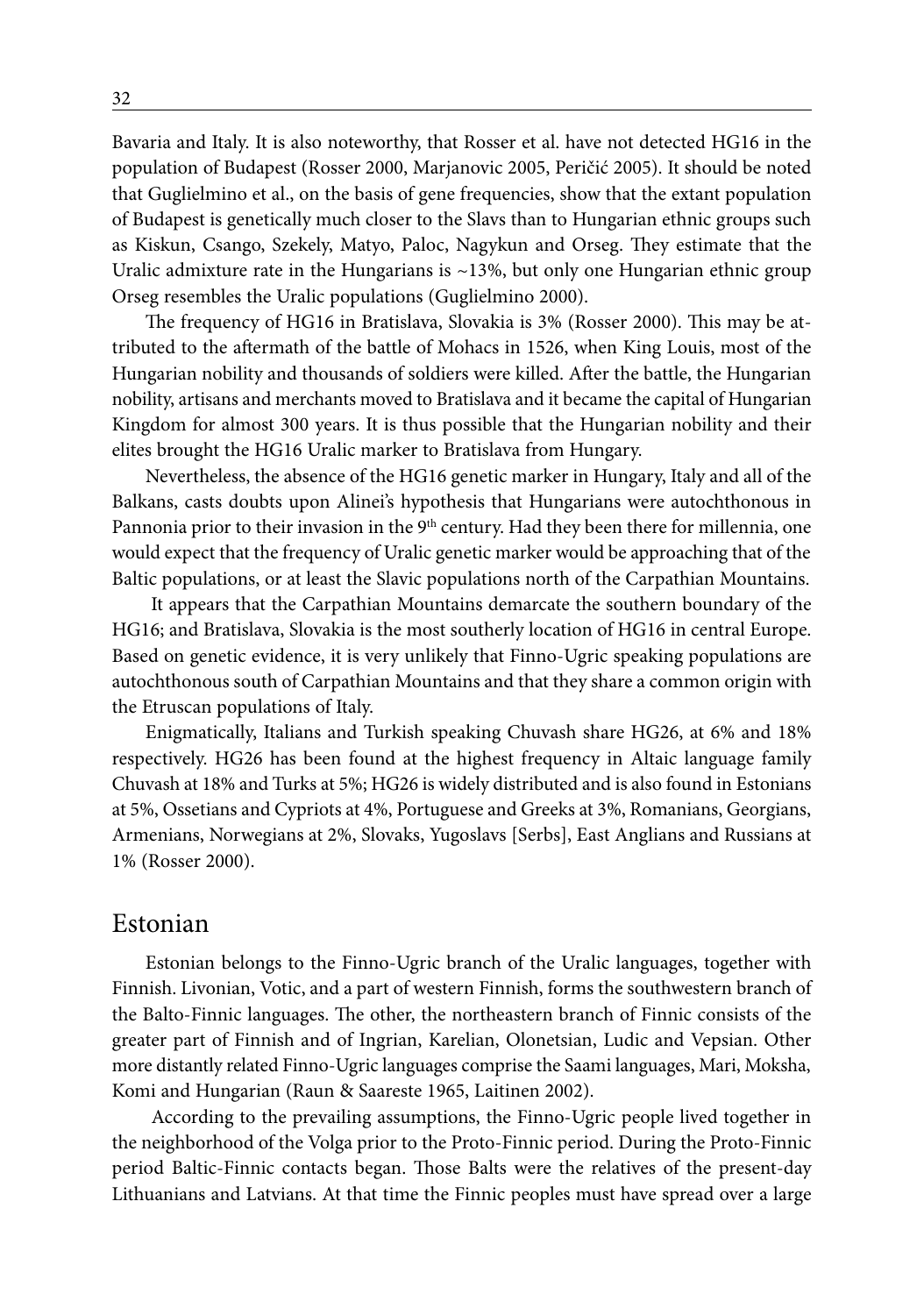Bavaria and Italy. It is also noteworthy, that Rosser et al. have not detected HG16 in the population of Budapest (Rosser 2000, Marjanovic 2005, Peričić 2005). It should be noted that Guglielmino et al., on the basis of gene frequencies, show that the extant population of Budapest is genetically much closer to the Slavs than to Hungarian ethnic groups such as Kiskun, Csango, Szekely, Matyo, Paloc, Nagykun and Orseg. They estimate that the Uralic admixture rate in the Hungarians is ~13%, but only one Hungarian ethnic group Orseg resembles the Uralic populations (Guglielmino 2000).

The frequency of HG16 in Bratislava, Slovakia is 3% (Rosser 2000). This may be attributed to the aftermath of the battle of Mohacs in 1526, when King Louis, most of the Hungarian nobility and thousands of soldiers were killed. After the battle, the Hungarian nobility, artisans and merchants moved to Bratislava and it became the capital of Hungarian Kingdom for almost 300 years. It is thus possible that the Hungarian nobility and their elites brought the HG16 Uralic marker to Bratislava from Hungary.

Nevertheless, the absence of the HG16 genetic marker in Hungary, Italy and all of the Balkans, casts doubts upon Alinei's hypothesis that Hungarians were autochthonous in Pannonia prior to their invasion in the 9th century. Had they been there for millennia, one would expect that the frequency of Uralic genetic marker would be approaching that of the Baltic populations, or at least the Slavic populations north of the Carpathian Mountains.

It appears that the Carpathian Mountains demarcate the southern boundary of the HG16; and Bratislava, Slovakia is the most southerly location of HG16 in central Europe. Based on genetic evidence, it is very unlikely that Finno-Ugric speaking populations are autochthonous south of Carpathian Mountains and that they share a common origin with the Etruscan populations of Italy.

Enigmatically, Italians and Turkish speaking Chuvash share HG26, at 6% and 18% respectively. HG26 has been found at the highest frequency in Altaic language family Chuvash at 18% and Turks at 5%; HG26 is widely distributed and is also found in Estonians at 5%, Ossetians and Cypriots at 4%, Portuguese and Greeks at 3%, Romanians, Georgians, Armenians, Norwegians at 2%, Slovaks, Yugoslavs [Serbs], East Anglians and Russians at 1% (Rosser 2000).

## Estonian

Estonian belongs to the Finno-Ugric branch of the Uralic languages, together with Finnish. Livonian, Votic, and a part of western Finnish, forms the southwestern branch of the Balto-Finnic languages. The other, the northeastern branch of Finnic consists of the greater part of Finnish and of Ingrian, Karelian, Olonetsian, Ludic and Vepsian. Other more distantly related Finno-Ugric languages comprise the Saami languages, Mari, Moksha, Komi and Hungarian (Raun & Saareste 1965, Laitinen 2002).

According to the prevailing assumptions, the Finno-Ugric people lived together in the neighborhood of the Volga prior to the Proto-Finnic period. During the Proto-Finnic period Baltic-Finnic contacts began. Those Balts were the relatives of the present-day Lithuanians and Latvians. At that time the Finnic peoples must have spread over a large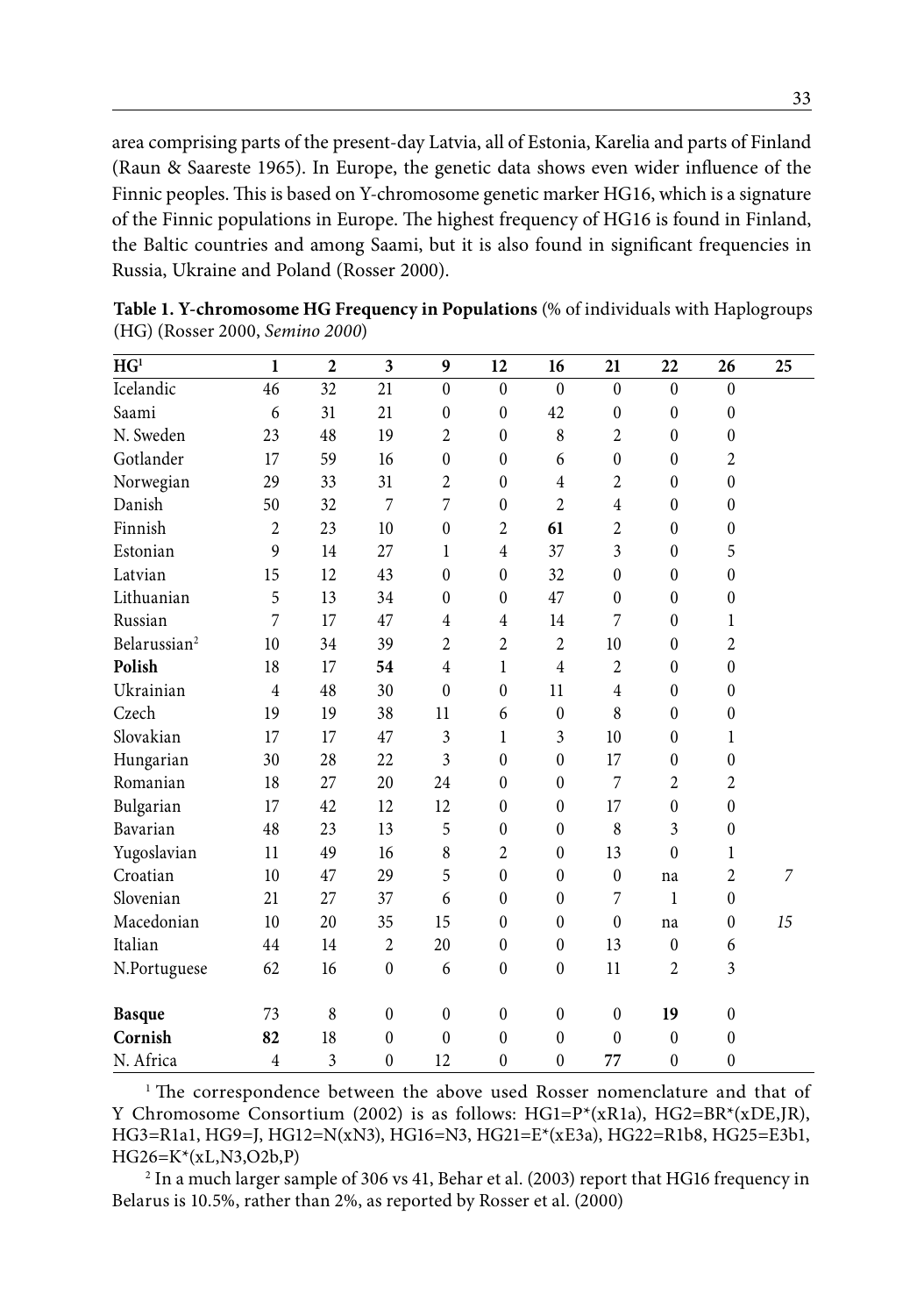area comprising parts of the present-day Latvia, all of Estonia, Karelia and parts of Finland (Raun & Saareste 1965). In Europe, the genetic data shows even wider influence of the Finnic peoples. This is based on Y-chromosome genetic marker HG16, which is a signature of the Finnic populations in Europe. The highest frequency of HG16 is found in Finland, the Baltic countries and among Saami, but it is also found in significant frequencies in Russia, Ukraine and Poland (Rosser 2000).

**Table 1. Y-chromosome HG Frequency in Populations** (% of individuals with Haplogroups (HG) (Rosser 2000, *Semino 2000*)

| HG[1] | 1 | 2 | 3 | 9 | 12 | 16 | 21 | 22 | 26 | 25 |
|---|---|---|---|---|---|---|---|---|---|---|
| Icelandic | 46 | 32 | 21 | 0 | 0 | 0 | 0 | 0 | 0 | |
| Saami | 6 | 31 | 21 | 0 | 0 | 42 | 0 | 0 | 0 | |
| N. Sweden | 23 | 48 | 19 | 2 | 0 | 8 | 2 | 0 | 0 | |
| Gotlander | 17 | 59 | 16 | 0 | 0 | 6 | 0 | 0 | 2 | |
| Norwegian | 29 | 33 | 31 | 2 | 0 | 4 | 2 | 0 | 0 | |
| Danish | 50 | 32 | 7 | 7 | 0 | 2 | 4 | 0 | 0 | |
| Finnish | 2 | 23 | 10 | 0 | 2 | **61** | 2 | 0 | 0 | |
| Estonian | 9 | 14 | 27 | 1 | 4 | 37 | 3 | 0 | 5 | |
| Latvian | 15 | 12 | 43 | 0 | 0 | 32 | 0 | 0 | 0 | |
| Lithuanian | 5 | 13 | 34 | 0 | 0 | 47 | 0 | 0 | 0 | |
| Russian | 7 | 17 | 47 | 4 | 4 | 14 | 7 | 0 | 1 | |
| Belarussian[2] | 10 | 34 | 39 | 2 | 2 | 2 | 10 | 0 | 2 | |
| **Polish** | 18 | 17 | **54** | 4 | 1 | 4 | 2 | 0 | 0 | |
| Ukrainian | 4 | 48 | 30 | 0 | 0 | 11 | 4 | 0 | 0 | |
| Czech | 19 | 19 | 38 | 11 | 6 | 0 | 8 | 0 | 0 | |
| Slovakian | 17 | 17 | 47 | 3 | 1 | 3 | 10 | 0 | 1 | |
| Hungarian | 30 | 28 | 22 | 3 | 0 | 0 | 17 | 0 | 0 | |
| Romanian | 18 | 27 | 20 | 24 | 0 | 0 | 7 | 2 | 2 | |
| Bulgarian | 17 | 42 | 12 | 12 | 0 | 0 | 17 | 0 | 0 | |
| Bavarian | 48 | 23 | 13 | 5 | 0 | 0 | 8 | 3 | 0 | |
| Yugoslavian | 11 | 49 | 16 | 8 | 2 | 0 | 13 | 0 | 1 | |
| Croatian | 10 | 47 | 29 | 5 | 0 | 0 | 0 | na | 2 | *7* |
| Slovenian | 21 | 27 | 37 | 6 | 0 | 0 | 7 | 1 | 0 | |
| Macedonian | 10 | 20 | 35 | 15 | 0 | 0 | 0 | na | 0 | *15* |
| Italian | 44 | 14 | 2 | 20 | 0 | 0 | 13 | 0 | 6 | |
| N.Portuguese | 62 | 16 | 0 | 6 | 0 | 0 | 11 | 2 | 3 | |
| **Basque** | 73 | 8 | 0 | 0 | 0 | 0 | 0 | **19** | 0 | |
| **Cornish** | **82** | 18 | 0 | 0 | 0 | 0 | 0 | 0 | 0 | |
| N. Africa | 4 | 3 | 0 | 12 | 0 | 0 | **77** | 0 | 0 | |

[1] The correspondence between the above used Rosser nomenclature and that of Y Chromosome Consortium (2002) is as follows: HG1=P*(xR1a), HG2=BR*(xDE,JR), HG3=R1a1, HG9=J, HG12=N(xN3), HG16=N3, HG21=E*(xE3a), HG22=R1b8, HG25=E3b1, HG26=K*(xL,N3,O2b,P)

[2] In a much larger sample of 306 vs 41, Behar et al. (2003) report that HG16 frequency in Belarus is 10.5%, rather than 2%, as reported by Rosser et al. (2000)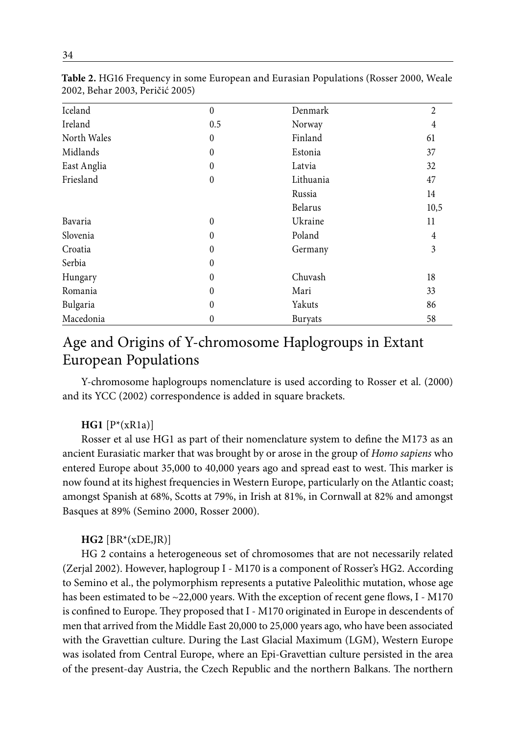**Table 2.** HG16 Frequency in some European and Eurasian Populations (Rosser 2000, Weale 2002, Behar 2003, Peričić 2005)

| | | | |
|---|---|---|---|
| Iceland | 0 | Denmark | 2 |
| Ireland | 0.5 | Norway | 4 |
| North Wales | 0 | Finland | 61 |
| Midlands | 0 | Estonia | 37 |
| East Anglia | 0 | Latvia | 32 |
| Friesland | 0 | Lithuania | 47 |
| | | Russia | 14 |
| | | Belarus | 10,5 |
| Bavaria | 0 | Ukraine | 11 |
| Slovenia | 0 | Poland | 4 |
| Croatia | 0 | Germany | 3 |
| Serbia | 0 | | |
| Hungary | 0 | Chuvash | 18 |
| Romania | 0 | Mari | 33 |
| Bulgaria | 0 | Yakuts | 86 |
| Macedonia | 0 | Buryats | 58 |

## Age and Origins of Y-chromosome Haplogroups in Extant European Populations

Y-chromosome haplogroups nomenclature is used according to Rosser et al. (2000) and its YCC (2002) correspondence is added in square brackets.

**HG1** [P*(xR1a)]

Rosser et al use HG1 as part of their nomenclature system to define the M173 as an ancient Eurasiatic marker that was brought by or arose in the group of *Homo sapiens* who entered Europe about 35,000 to 40,000 years ago and spread east to west. This marker is now found at its highest frequencies in Western Europe, particularly on the Atlantic coast; amongst Spanish at 68%, Scotts at 79%, in Irish at 81%, in Cornwall at 82% and amongst Basques at 89% (Semino 2000, Rosser 2000).

**HG2** [BR*(xDE,JR)]

HG 2 contains a heterogeneous set of chromosomes that are not necessarily related (Zerjal 2002). However, haplogroup I - M170 is a component of Rosser's HG2. According to Semino et al., the polymorphism represents a putative Paleolithic mutation, whose age has been estimated to be ~22,000 years. With the exception of recent gene flows, I - M170 is confined to Europe. They proposed that I - M170 originated in Europe in descendents of men that arrived from the Middle East 20,000 to 25,000 years ago, who have been associated with the Gravettian culture. During the Last Glacial Maximum (LGM), Western Europe was isolated from Central Europe, where an Epi-Gravettian culture persisted in the area of the present-day Austria, the Czech Republic and the northern Balkans. The northern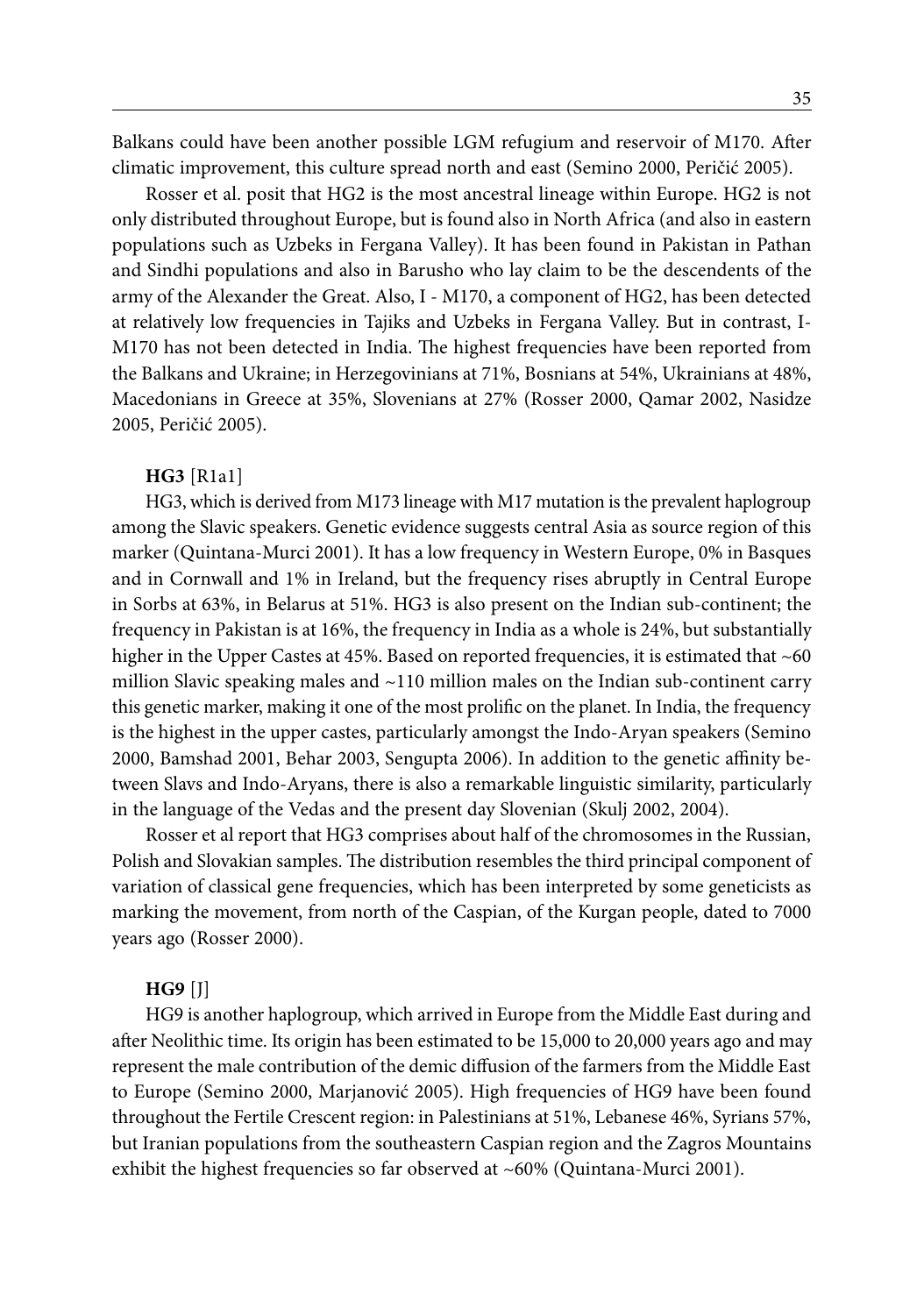Balkans could have been another possible LGM refugium and reservoir of M170. After climatic improvement, this culture spread north and east (Semino 2000, Peričić 2005).

Rosser et al. posit that HG2 is the most ancestral lineage within Europe. HG2 is not only distributed throughout Europe, but is found also in North Africa (and also in eastern populations such as Uzbeks in Fergana Valley). It has been found in Pakistan in Pathan and Sindhi populations and also in Barusho who lay claim to be the descendents of the army of the Alexander the Great. Also, I - M170, a component of HG2, has been detected at relatively low frequencies in Tajiks and Uzbeks in Fergana Valley. But in contrast, I-M170 has not been detected in India. The highest frequencies have been reported from the Balkans and Ukraine; in Herzegovinians at 71%, Bosnians at 54%, Ukrainians at 48%, Macedonians in Greece at 35%, Slovenians at 27% (Rosser 2000, Qamar 2002, Nasidze 2005, Peričić 2005).

**HG3** [R1a1]

HG3, which is derived from M173 lineage with M17 mutation is the prevalent haplogroup among the Slavic speakers. Genetic evidence suggests central Asia as source region of this marker (Quintana-Murci 2001). It has a low frequency in Western Europe, 0% in Basques and in Cornwall and 1% in Ireland, but the frequency rises abruptly in Central Europe in Sorbs at 63%, in Belarus at 51%. HG3 is also present on the Indian sub-continent; the frequency in Pakistan is at 16%, the frequency in India as a whole is 24%, but substantially higher in the Upper Castes at 45%. Based on reported frequencies, it is estimated that ~60 million Slavic speaking males and ~110 million males on the Indian sub-continent carry this genetic marker, making it one of the most prolific on the planet. In India, the frequency is the highest in the upper castes, particularly amongst the Indo-Aryan speakers (Semino 2000, Bamshad 2001, Behar 2003, Sengupta 2006). In addition to the genetic affinity between Slavs and Indo-Aryans, there is also a remarkable linguistic similarity, particularly in the language of the Vedas and the present day Slovenian (Skulj 2002, 2004).

Rosser et al report that HG3 comprises about half of the chromosomes in the Russian, Polish and Slovakian samples. The distribution resembles the third principal component of variation of classical gene frequencies, which has been interpreted by some geneticists as marking the movement, from north of the Caspian, of the Kurgan people, dated to 7000 years ago (Rosser 2000).

**HG9** [J]

HG9 is another haplogroup, which arrived in Europe from the Middle East during and after Neolithic time. Its origin has been estimated to be 15,000 to 20,000 years ago and may represent the male contribution of the demic diffusion of the farmers from the Middle East to Europe (Semino 2000, Marjanović 2005). High frequencies of HG9 have been found throughout the Fertile Crescent region: in Palestinians at 51%, Lebanese 46%, Syrians 57%, but Iranian populations from the southeastern Caspian region and the Zagros Mountains exhibit the highest frequencies so far observed at ~60% (Quintana-Murci 2001).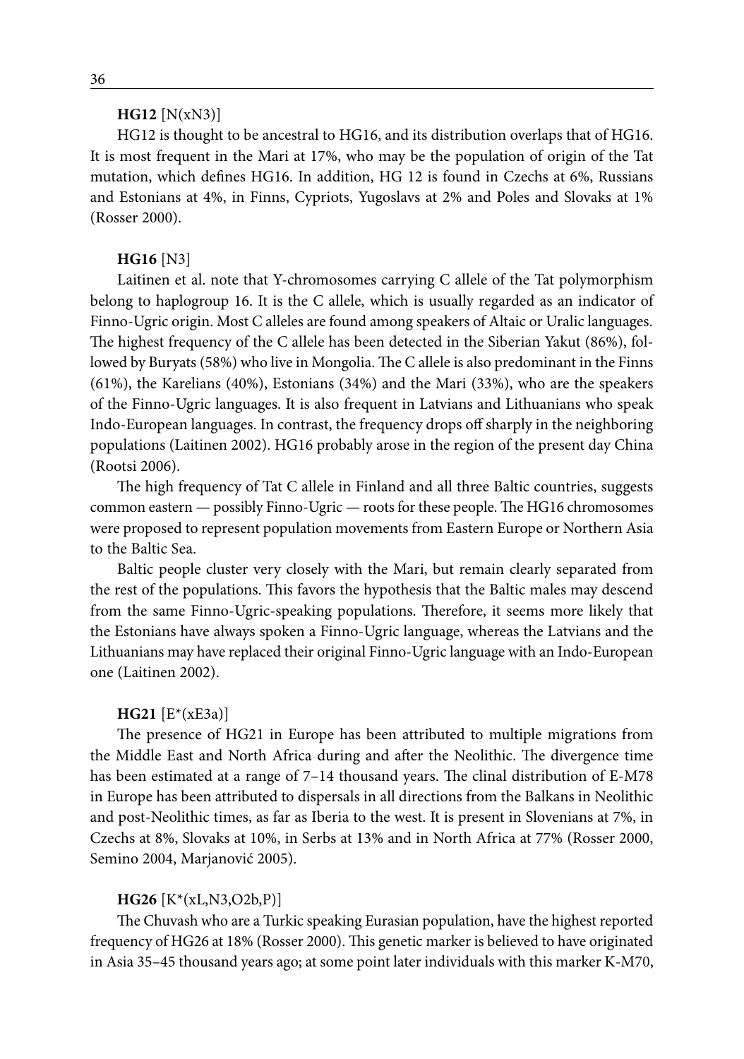**HG12** [N(xN3)]

HG12 is thought to be ancestral to HG16, and its distribution overlaps that of HG16. It is most frequent in the Mari at 17%, who may be the population of origin of the Tat mutation, which defines HG16. In addition, HG 12 is found in Czechs at 6%, Russians and Estonians at 4%, in Finns, Cypriots, Yugoslavs at 2% and Poles and Slovaks at 1% (Rosser 2000).

**HG16** [N3]

Laitinen et al. note that Y-chromosomes carrying C allele of the Tat polymorphism belong to haplogroup 16. It is the C allele, which is usually regarded as an indicator of Finno-Ugric origin. Most C alleles are found among speakers of Altaic or Uralic languages. The highest frequency of the C allele has been detected in the Siberian Yakut (86%), followed by Buryats (58%) who live in Mongolia. The C allele is also predominant in the Finns (61%), the Karelians (40%), Estonians (34%) and the Mari (33%), who are the speakers of the Finno-Ugric languages. It is also frequent in Latvians and Lithuanians who speak Indo-European languages. In contrast, the frequency drops off sharply in the neighboring populations (Laitinen 2002). HG16 probably arose in the region of the present day China (Rootsi 2006).

The high frequency of Tat C allele in Finland and all three Baltic countries, suggests common eastern — possibly Finno-Ugric — roots for these people. The HG16 chromosomes were proposed to represent population movements from Eastern Europe or Northern Asia to the Baltic Sea.

Baltic people cluster very closely with the Mari, but remain clearly separated from the rest of the populations. This favors the hypothesis that the Baltic males may descend from the same Finno-Ugric-speaking populations. Therefore, it seems more likely that the Estonians have always spoken a Finno-Ugric language, whereas the Latvians and the Lithuanians may have replaced their original Finno-Ugric language with an Indo-European one (Laitinen 2002).

**HG21** [E*(xE3a)]

The presence of HG21 in Europe has been attributed to multiple migrations from the Middle East and North Africa during and after the Neolithic. The divergence time has been estimated at a range of 7–14 thousand years. The clinal distribution of E-M78 in Europe has been attributed to dispersals in all directions from the Balkans in Neolithic and post-Neolithic times, as far as Iberia to the west. It is present in Slovenians at 7%, in Czechs at 8%, Slovaks at 10%, in Serbs at 13% and in North Africa at 77% (Rosser 2000, Semino 2004, Marjanović 2005).

**HG26** [K*(xL,N3,O2b,P)]

The Chuvash who are a Turkic speaking Eurasian population, have the highest reported frequency of HG26 at 18% (Rosser 2000). This genetic marker is believed to have originated in Asia 35–45 thousand years ago; at some point later individuals with this marker K-M70,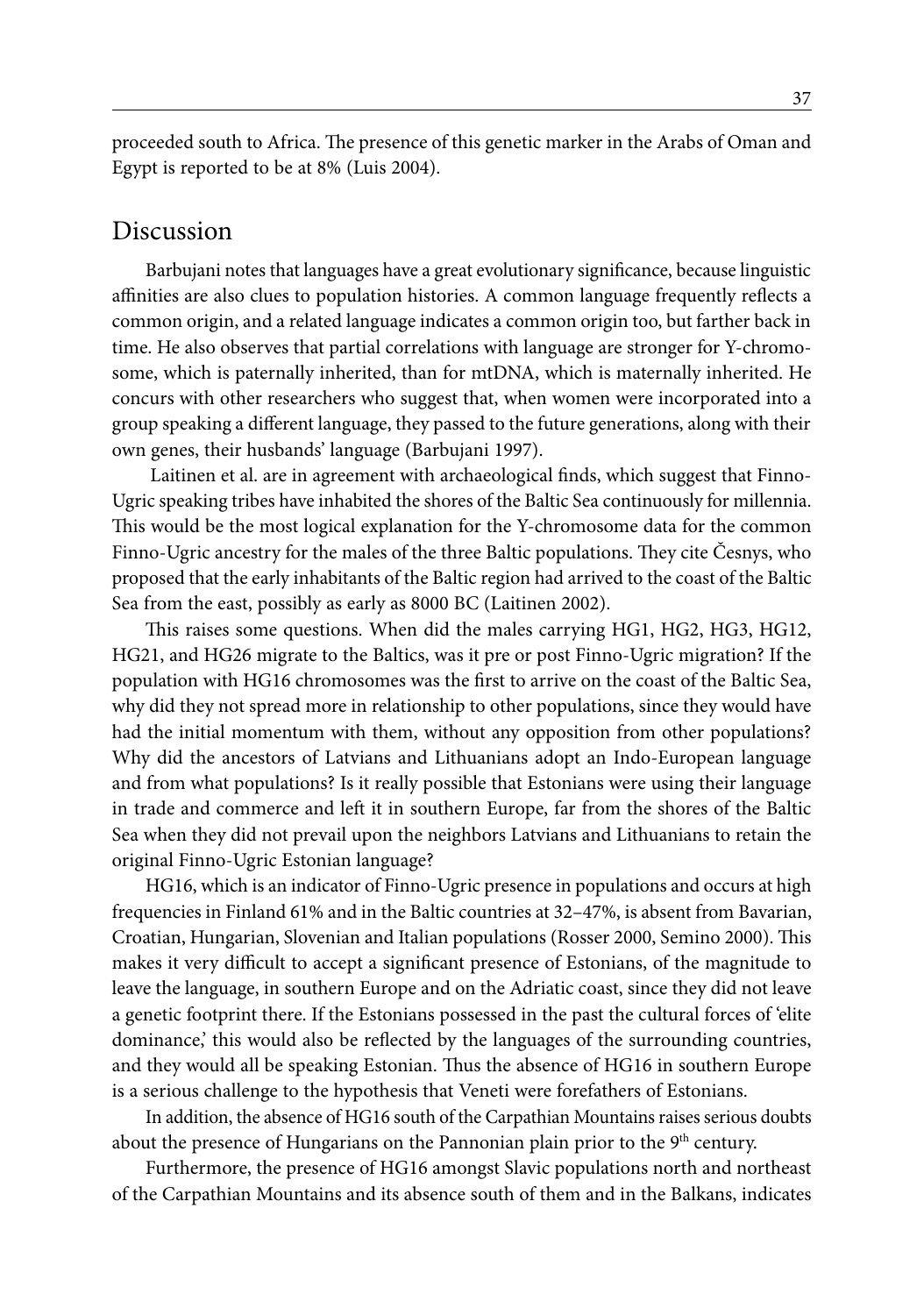proceeded south to Africa. The presence of this genetic marker in the Arabs of Oman and Egypt is reported to be at 8% (Luis 2004).

## Discussion

Barbujani notes that languages have a great evolutionary significance, because linguistic affinities are also clues to population histories. A common language frequently reflects a common origin, and a related language indicates a common origin too, but farther back in time. He also observes that partial correlations with language are stronger for Y-chromosome, which is paternally inherited, than for mtDNA, which is maternally inherited. He concurs with other researchers who suggest that, when women were incorporated into a group speaking a different language, they passed to the future generations, along with their own genes, their husbands' language (Barbujani 1997).

Laitinen et al. are in agreement with archaeological finds, which suggest that Finno-Ugric speaking tribes have inhabited the shores of the Baltic Sea continuously for millennia. This would be the most logical explanation for the Y-chromosome data for the common Finno-Ugric ancestry for the males of the three Baltic populations. They cite Česnys, who proposed that the early inhabitants of the Baltic region had arrived to the coast of the Baltic Sea from the east, possibly as early as 8000 BC (Laitinen 2002).

This raises some questions. When did the males carrying HG1, HG2, HG3, HG12, HG21, and HG26 migrate to the Baltics, was it pre or post Finno-Ugric migration? If the population with HG16 chromosomes was the first to arrive on the coast of the Baltic Sea, why did they not spread more in relationship to other populations, since they would have had the initial momentum with them, without any opposition from other populations? Why did the ancestors of Latvians and Lithuanians adopt an Indo-European language and from what populations? Is it really possible that Estonians were using their language in trade and commerce and left it in southern Europe, far from the shores of the Baltic Sea when they did not prevail upon the neighbors Latvians and Lithuanians to retain the original Finno-Ugric Estonian language?

HG16, which is an indicator of Finno-Ugric presence in populations and occurs at high frequencies in Finland 61% and in the Baltic countries at 32–47%, is absent from Bavarian, Croatian, Hungarian, Slovenian and Italian populations (Rosser 2000, Semino 2000). This makes it very difficult to accept a significant presence of Estonians, of the magnitude to leave the language, in southern Europe and on the Adriatic coast, since they did not leave a genetic footprint there. If the Estonians possessed in the past the cultural forces of 'elite dominance,' this would also be reflected by the languages of the surrounding countries, and they would all be speaking Estonian. Thus the absence of HG16 in southern Europe is a serious challenge to the hypothesis that Veneti were forefathers of Estonians.

In addition, the absence of HG16 south of the Carpathian Mountains raises serious doubts about the presence of Hungarians on the Pannonian plain prior to the 9th century.

Furthermore, the presence of HG16 amongst Slavic populations north and northeast of the Carpathian Mountains and its absence south of them and in the Balkans, indicates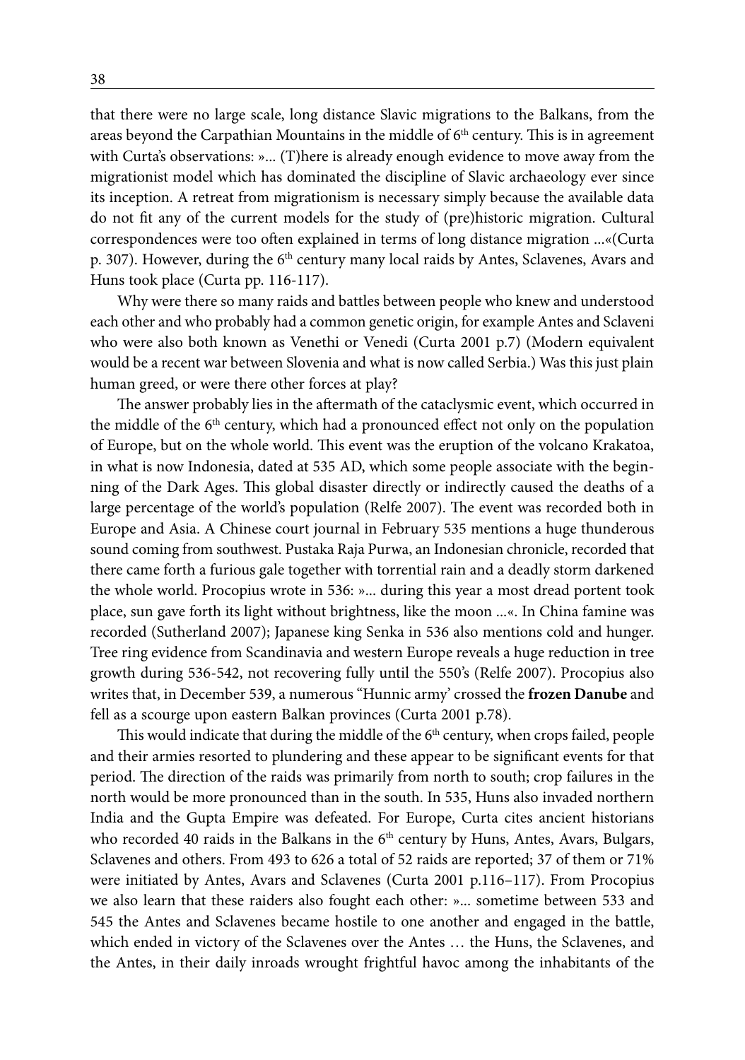that there were no large scale, long distance Slavic migrations to the Balkans, from the areas beyond the Carpathian Mountains in the middle of 6th century. This is in agreement with Curta's observations: »... (T)here is already enough evidence to move away from the migrationist model which has dominated the discipline of Slavic archaeology ever since its inception. A retreat from migrationism is necessary simply because the available data do not fit any of the current models for the study of (pre)historic migration. Cultural correspondences were too often explained in terms of long distance migration ...«(Curta p. 307). However, during the 6th century many local raids by Antes, Sclavenes, Avars and Huns took place (Curta pp. 116-117).

Why were there so many raids and battles between people who knew and understood each other and who probably had a common genetic origin, for example Antes and Sclaveni who were also both known as Venethi or Venedi (Curta 2001 p.7) (Modern equivalent would be a recent war between Slovenia and what is now called Serbia.) Was this just plain human greed, or were there other forces at play?

The answer probably lies in the aftermath of the cataclysmic event, which occurred in the middle of the 6th century, which had a pronounced effect not only on the population of Europe, but on the whole world. This event was the eruption of the volcano Krakatoa, in what is now Indonesia, dated at 535 AD, which some people associate with the beginning of the Dark Ages. This global disaster directly or indirectly caused the deaths of a large percentage of the world's population (Relfe 2007). The event was recorded both in Europe and Asia. A Chinese court journal in February 535 mentions a huge thunderous sound coming from southwest. Pustaka Raja Purwa, an Indonesian chronicle, recorded that there came forth a furious gale together with torrential rain and a deadly storm darkened the whole world. Procopius wrote in 536: »... during this year a most dread portent took place, sun gave forth its light without brightness, like the moon ...«. In China famine was recorded (Sutherland 2007); Japanese king Senka in 536 also mentions cold and hunger. Tree ring evidence from Scandinavia and western Europe reveals a huge reduction in tree growth during 536-542, not recovering fully until the 550's (Relfe 2007). Procopius also writes that, in December 539, a numerous "Hunnic army' crossed the **frozen Danube** and fell as a scourge upon eastern Balkan provinces (Curta 2001 p.78).

This would indicate that during the middle of the 6th century, when crops failed, people and their armies resorted to plundering and these appear to be significant events for that period. The direction of the raids was primarily from north to south; crop failures in the north would be more pronounced than in the south. In 535, Huns also invaded northern India and the Gupta Empire was defeated. For Europe, Curta cites ancient historians who recorded 40 raids in the Balkans in the 6th century by Huns, Antes, Avars, Bulgars, Sclavenes and others. From 493 to 626 a total of 52 raids are reported; 37 of them or 71% were initiated by Antes, Avars and Sclavenes (Curta 2001 p.116–117). From Procopius we also learn that these raiders also fought each other: »... sometime between 533 and 545 the Antes and Sclavenes became hostile to one another and engaged in the battle, which ended in victory of the Sclavenes over the Antes … the Huns, the Sclavenes, and the Antes, in their daily inroads wrought frightful havoc among the inhabitants of the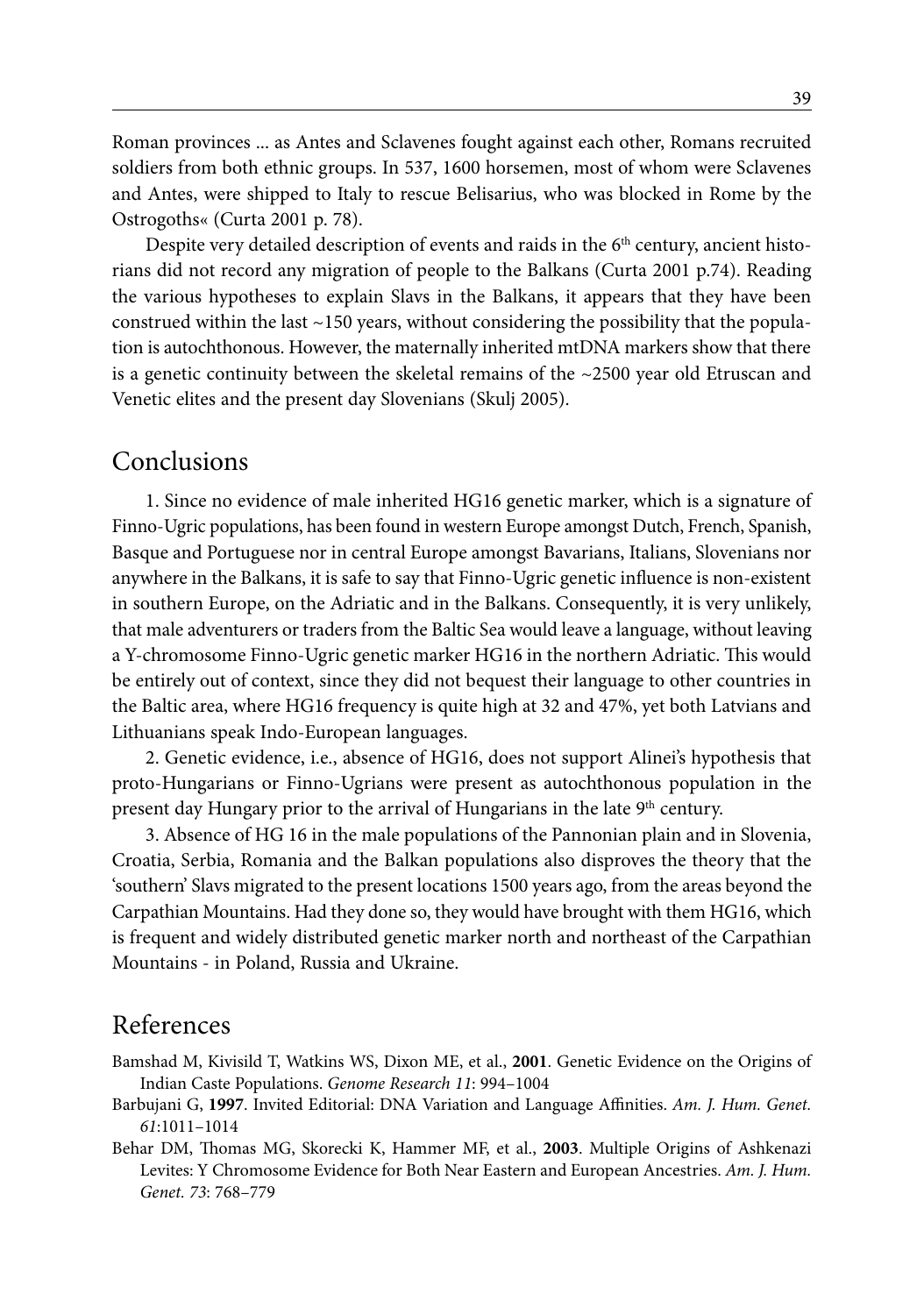Roman provinces ... as Antes and Sclavenes fought against each other, Romans recruited soldiers from both ethnic groups. In 537, 1600 horsemen, most of whom were Sclavenes and Antes, were shipped to Italy to rescue Belisarius, who was blocked in Rome by the Ostrogoths« (Curta 2001 p. 78).

Despite very detailed description of events and raids in the 6th century, ancient historians did not record any migration of people to the Balkans (Curta 2001 p.74). Reading the various hypotheses to explain Slavs in the Balkans, it appears that they have been construed within the last ~150 years, without considering the possibility that the population is autochthonous. However, the maternally inherited mtDNA markers show that there is a genetic continuity between the skeletal remains of the ~2500 year old Etruscan and Venetic elites and the present day Slovenians (Skulj 2005).

## Conclusions

1. Since no evidence of male inherited HG16 genetic marker, which is a signature of Finno-Ugric populations, has been found in western Europe amongst Dutch, French, Spanish, Basque and Portuguese nor in central Europe amongst Bavarians, Italians, Slovenians nor anywhere in the Balkans, it is safe to say that Finno-Ugric genetic influence is non-existent in southern Europe, on the Adriatic and in the Balkans. Consequently, it is very unlikely, that male adventurers or traders from the Baltic Sea would leave a language, without leaving a Y-chromosome Finno-Ugric genetic marker HG16 in the northern Adriatic. This would be entirely out of context, since they did not bequest their language to other countries in the Baltic area, where HG16 frequency is quite high at 32 and 47%, yet both Latvians and Lithuanians speak Indo-European languages.

2. Genetic evidence, i.e., absence of HG16, does not support Alinei's hypothesis that proto-Hungarians or Finno-Ugrians were present as autochthonous population in the present day Hungary prior to the arrival of Hungarians in the late 9th century.

3. Absence of HG 16 in the male populations of the Pannonian plain and in Slovenia, Croatia, Serbia, Romania and the Balkan populations also disproves the theory that the 'southern' Slavs migrated to the present locations 1500 years ago, from the areas beyond the Carpathian Mountains. Had they done so, they would have brought with them HG16, which is frequent and widely distributed genetic marker north and northeast of the Carpathian Mountains - in Poland, Russia and Ukraine.

## References

Bamshad M, Kivisild T, Watkins WS, Dixon ME, et al., **2001**. Genetic Evidence on the Origins of Indian Caste Populations. *Genome Research 11*: 994–1004

Barbujani G, **1997**. Invited Editorial: DNA Variation and Language Affinities. *Am. J. Hum. Genet. 61*:1011–1014

Behar DM, Thomas MG, Skorecki K, Hammer MF, et al., **2003**. Multiple Origins of Ashkenazi Levites: Y Chromosome Evidence for Both Near Eastern and European Ancestries. *Am. J. Hum. Genet. 73*: 768–779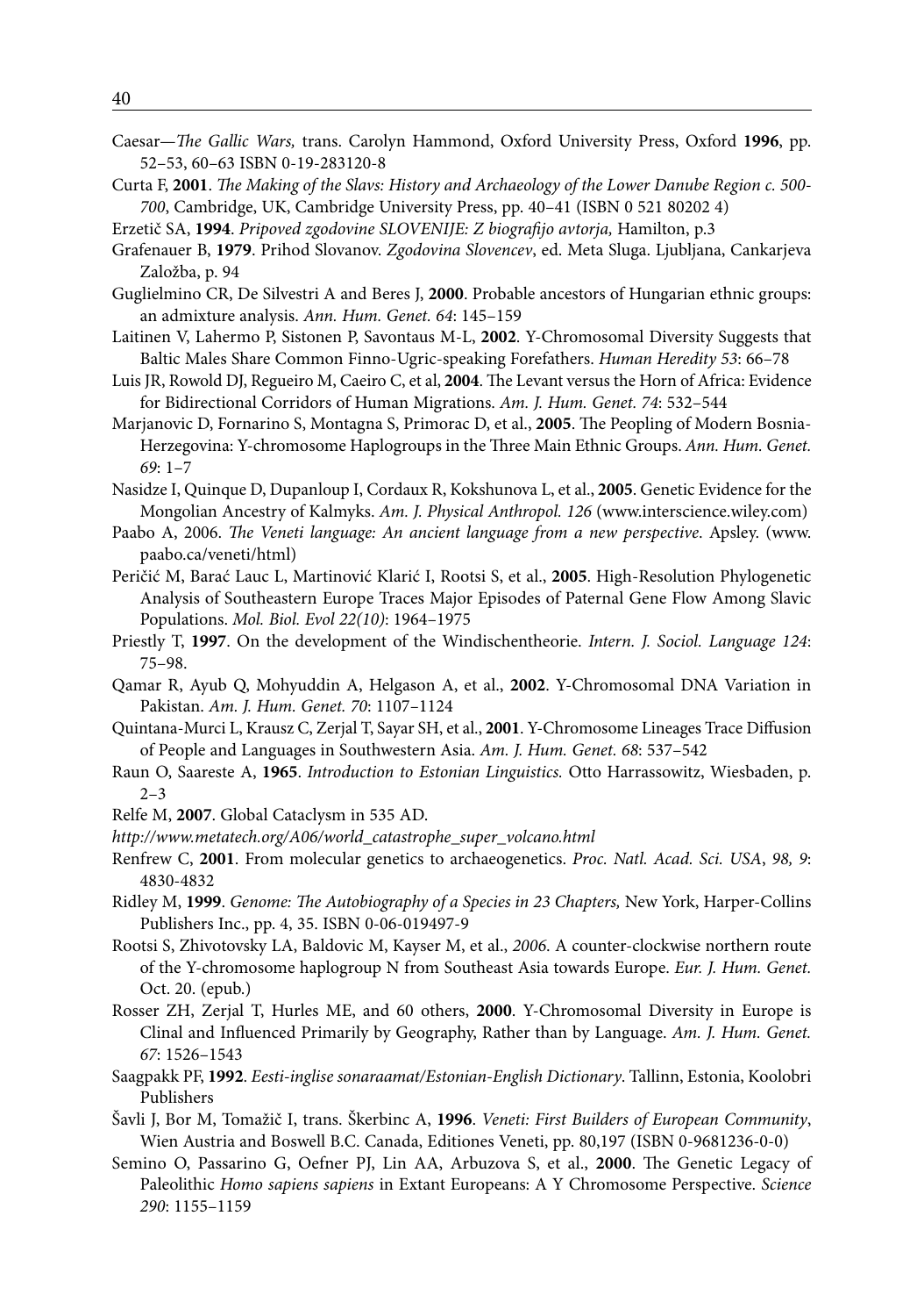Caesar—*The Gallic Wars,* trans. Carolyn Hammond, Oxford University Press, Oxford **1996**, pp. 52–53, 60–63 ISBN 0-19-283120-8

Curta F, **2001**. *The Making of the Slavs: History and Archaeology of the Lower Danube Region c. 500-700*, Cambridge, UK, Cambridge University Press, pp. 40–41 (ISBN 0 521 80202 4)

Erzetič SA, **1994**. *Pripoved zgodovine SLOVENIJE: Z biografijo avtorja,* Hamilton, p.3

Grafenauer B, **1979**. Prihod Slovanov. *Zgodovina Slovencev*, ed. Meta Sluga. Ljubljana, Cankarjeva Založba, p. 94

Guglielmino CR, De Silvestri A and Beres J, **2000**. Probable ancestors of Hungarian ethnic groups: an admixture analysis. *Ann. Hum. Genet. 64*: 145–159

Laitinen V, Lahermo P, Sistonen P, Savontaus M-L, **2002**. Y-Chromosomal Diversity Suggests that Baltic Males Share Common Finno-Ugric-speaking Forefathers. *Human Heredity 53*: 66–78

Luis JR, Rowold DJ, Regueiro M, Caeiro C, et al, **2004**. The Levant versus the Horn of Africa: Evidence for Bidirectional Corridors of Human Migrations. *Am. J. Hum. Genet. 74*: 532–544

Marjanovic D, Fornarino S, Montagna S, Primorac D, et al., **2005**. The Peopling of Modern Bosnia-Herzegovina: Y-chromosome Haplogroups in the Three Main Ethnic Groups. *Ann. Hum. Genet. 69*: 1–7

Nasidze I, Quinque D, Dupanloup I, Cordaux R, Kokshunova L, et al., **2005**. Genetic Evidence for the Mongolian Ancestry of Kalmyks. *Am. J. Physical Anthropol. 126* (www.interscience.wiley.com)

Paabo A, 2006. *The Veneti language: An ancient language from a new perspective*. Apsley. (www.paabo.ca/veneti/html)

Peričić M, Barać Lauc L, Martinović Klarić I, Rootsi S, et al., **2005**. High-Resolution Phylogenetic Analysis of Southeastern Europe Traces Major Episodes of Paternal Gene Flow Among Slavic Populations. *Mol. Biol. Evol 22(10)*: 1964–1975

Priestly T, **1997**. On the development of the Windischentheorie. *Intern. J. Sociol. Language 124*: 75–98.

Qamar R, Ayub Q, Mohyuddin A, Helgason A, et al., **2002**. Y-Chromosomal DNA Variation in Pakistan. *Am. J. Hum. Genet. 70*: 1107–1124

Quintana-Murci L, Krausz C, Zerjal T, Sayar SH, et al., **2001**. Y-Chromosome Lineages Trace Diffusion of People and Languages in Southwestern Asia. *Am. J. Hum. Genet. 68*: 537–542

Raun O, Saareste A, **1965**. *Introduction to Estonian Linguistics.* Otto Harrassowitz, Wiesbaden, p. 2–3

Relfe M, **2007**. Global Cataclysm in 535 AD.

*http://www.metatech.org/A06/world_catastrophe_super_volcano.html*

Renfrew C, **2001**. From molecular genetics to archaeogenetics. *Proc. Natl. Acad. Sci. USA*, *98, 9*: 4830-4832

Ridley M, **1999**. *Genome: The Autobiography of a Species in 23 Chapters,* New York, Harper-Collins Publishers Inc., pp. 4, 35. ISBN 0-06-019497-9

Rootsi S, Zhivotovsky LA, Baldovic M, Kayser M, et al., *2006*. A counter-clockwise northern route of the Y-chromosome haplogroup N from Southeast Asia towards Europe. *Eur. J. Hum. Genet.* Oct. 20. (epub.)

Rosser ZH, Zerjal T, Hurles ME, and 60 others, **2000**. Y-Chromosomal Diversity in Europe is Clinal and Influenced Primarily by Geography, Rather than by Language. *Am. J. Hum. Genet. 67*: 1526–1543

Saagpakk PF, **1992**. *Eesti-inglise sonaraamat/Estonian-English Dictionary*. Tallinn, Estonia, Koolobri Publishers

Šavli J, Bor M, Tomažič I, trans. Škerbinc A, **1996**. *Veneti: First Builders of European Community*, Wien Austria and Boswell B.C. Canada, Editiones Veneti, pp. 80,197 (ISBN 0-9681236-0-0)

Semino O, Passarino G, Oefner PJ, Lin AA, Arbuzova S, et al., **2000**. The Genetic Legacy of Paleolithic *Homo sapiens sapiens* in Extant Europeans: A Y Chromosome Perspective. *Science 290*: 1155–1159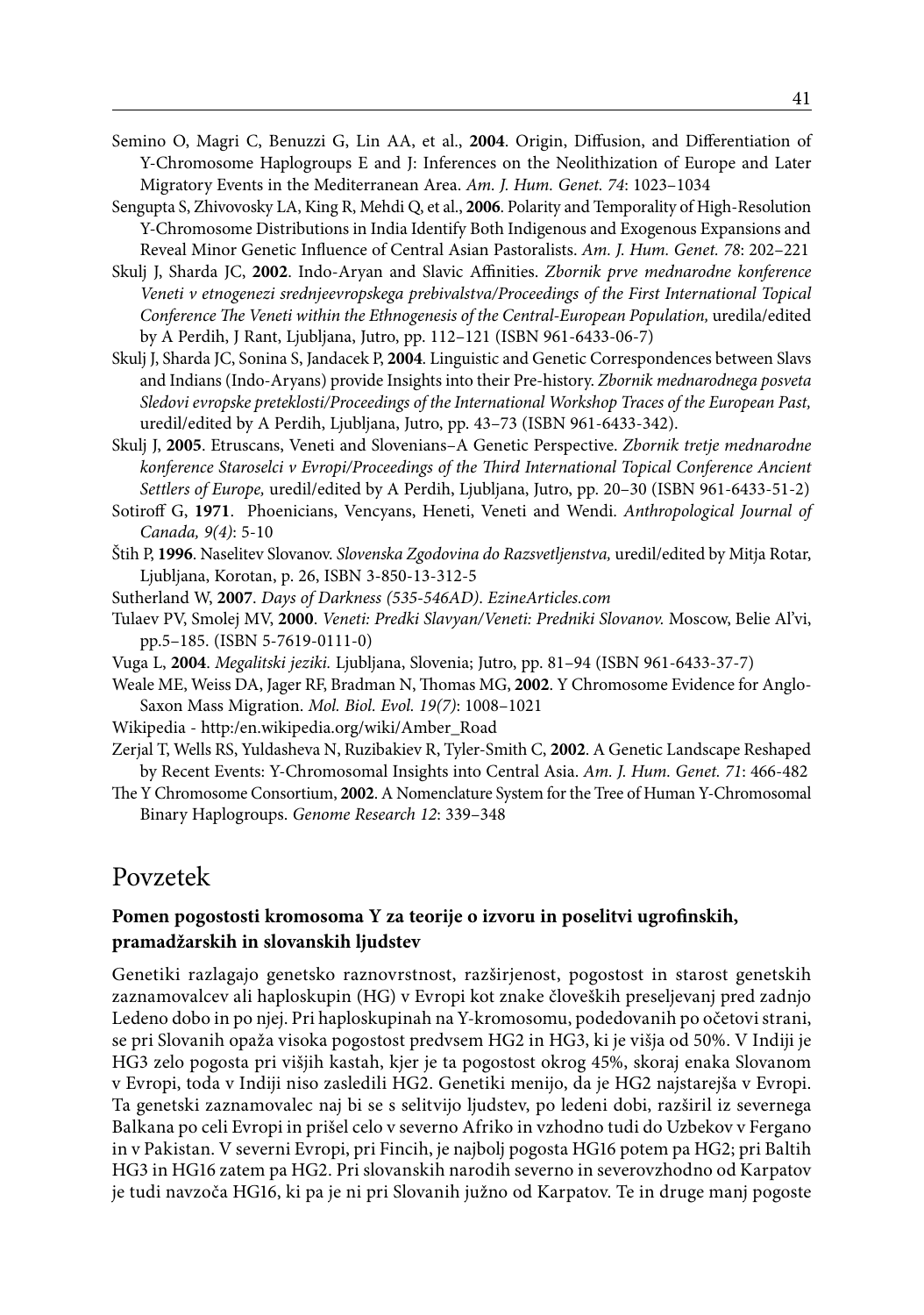Semino O, Magri C, Benuzzi G, Lin AA, et al., **2004**. Origin, Diffusion, and Differentiation of Y-Chromosome Haplogroups E and J: Inferences on the Neolithization of Europe and Later Migratory Events in the Mediterranean Area. *Am. J. Hum. Genet. 74*: 1023–1034

Sengupta S, Zhivovosky LA, King R, Mehdi Q, et al., **2006**. Polarity and Temporality of High-Resolution Y-Chromosome Distributions in India Identify Both Indigenous and Exogenous Expansions and Reveal Minor Genetic Influence of Central Asian Pastoralists. *Am. J. Hum. Genet. 78*: 202–221

Skulj J, Sharda JC, **2002**. Indo-Aryan and Slavic Affinities. *Zbornik prve mednarodne konference Veneti v etnogenezi srednjeevropskega prebivalstva/Proceedings of the First International Topical Conference The Veneti within the Ethnogenesis of the Central-European Population,* uredila/edited by A Perdih, J Rant, Ljubljana, Jutro, pp. 112–121 (ISBN 961-6433-06-7)

Skulj J, Sharda JC, Sonina S, Jandacek P, **2004**. Linguistic and Genetic Correspondences between Slavs and Indians (Indo-Aryans) provide Insights into their Pre-history. *Zbornik mednarodnega posveta Sledovi evropske preteklosti/Proceedings of the International Workshop Traces of the European Past,* uredil/edited by A Perdih, Ljubljana, Jutro, pp. 43–73 (ISBN 961-6433-342).

Skulj J, **2005**. Etruscans, Veneti and Slovenians–A Genetic Perspective. *Zbornik tretje mednarodne konference Staroselci v Evropi/Proceedings of the Third International Topical Conference Ancient Settlers of Europe,* uredil/edited by A Perdih, Ljubljana, Jutro, pp. 20–30 (ISBN 961-6433-51-2)

Sotiroff G, **1971**. Phoenicians, Vencyans, Heneti, Veneti and Wendi. *Anthropological Journal of Canada, 9(4)*: 5-10

Štih P, **1996**. Naselitev Slovanov. *Slovenska Zgodovina do Razsvetljenstva,* uredil/edited by Mitja Rotar, Ljubljana, Korotan, p. 26, ISBN 3-850-13-312-5

Sutherland W, **2007**. *Days of Darkness (535-546AD). EzineArticles.com*

Tulaev PV, Smolej MV, **2000**. *Veneti: Predki Slavyan/Veneti: Predniki Slovanov.* Moscow, Belie Al'vi, pp.5–185. (ISBN 5-7619-0111-0)

Vuga L, **2004**. *Megalitski jeziki.* Ljubljana, Slovenia; Jutro, pp. 81–94 (ISBN 961-6433-37-7)

Weale ME, Weiss DA, Jager RF, Bradman N, Thomas MG, **2002**. Y Chromosome Evidence for Anglo-Saxon Mass Migration. *Mol. Biol. Evol. 19(7)*: 1008–1021

Wikipedia - http:/en.wikipedia.org/wiki/Amber_Road

Zerjal T, Wells RS, Yuldasheva N, Ruzibakiev R, Tyler-Smith C, **2002**. A Genetic Landscape Reshaped by Recent Events: Y-Chromosomal Insights into Central Asia. *Am. J. Hum. Genet. 71*: 466-482

The Y Chromosome Consortium, **2002**. A Nomenclature System for the Tree of Human Y-Chromosomal Binary Haplogroups. *Genome Research 12*: 339–348

# Povzetek

### Pomen pogostosti kromosoma Y za teorije o izvoru in poselitvi ugrofinskih, pramadžarskih in slovanskih ljudstev

Genetiki razlagajo genetsko raznovrstnost, razširjenost, pogostost in starost genetskih zaznamovalcev ali haploskupin (HG) v Evropi kot znake človeških preseljevanj pred zadnjo Ledeno dobo in po njej. Pri haploskupinah na Y-kromosomu, podedovanih po očetovi strani, se pri Slovanih opaža visoka pogostost predvsem HG2 in HG3, ki je višja od 50%. V Indiji je HG3 zelo pogosta pri višjih kastah, kjer je ta pogostost okrog 45%, skoraj enaka Slovanom v Evropi, toda v Indiji niso zasledili HG2. Genetiki menijo, da je HG2 najstarejša v Evropi. Ta genetski zaznamovalec naj bi se s selitvijo ljudstev, po ledeni dobi, razširil iz severnega Balkana po celi Evropi in prišel celo v severno Afriko in vzhodno tudi do Uzbekov v Fergano in v Pakistan. V severni Evropi, pri Fincih, je najbolj pogosta HG16 potem pa HG2; pri Baltih HG3 in HG16 zatem pa HG2. Pri slovanskih narodih severno in severovzhodno od Karpatov je tudi navzoča HG16, ki pa je ni pri Slovanih južno od Karpatov. Te in druge manj pogoste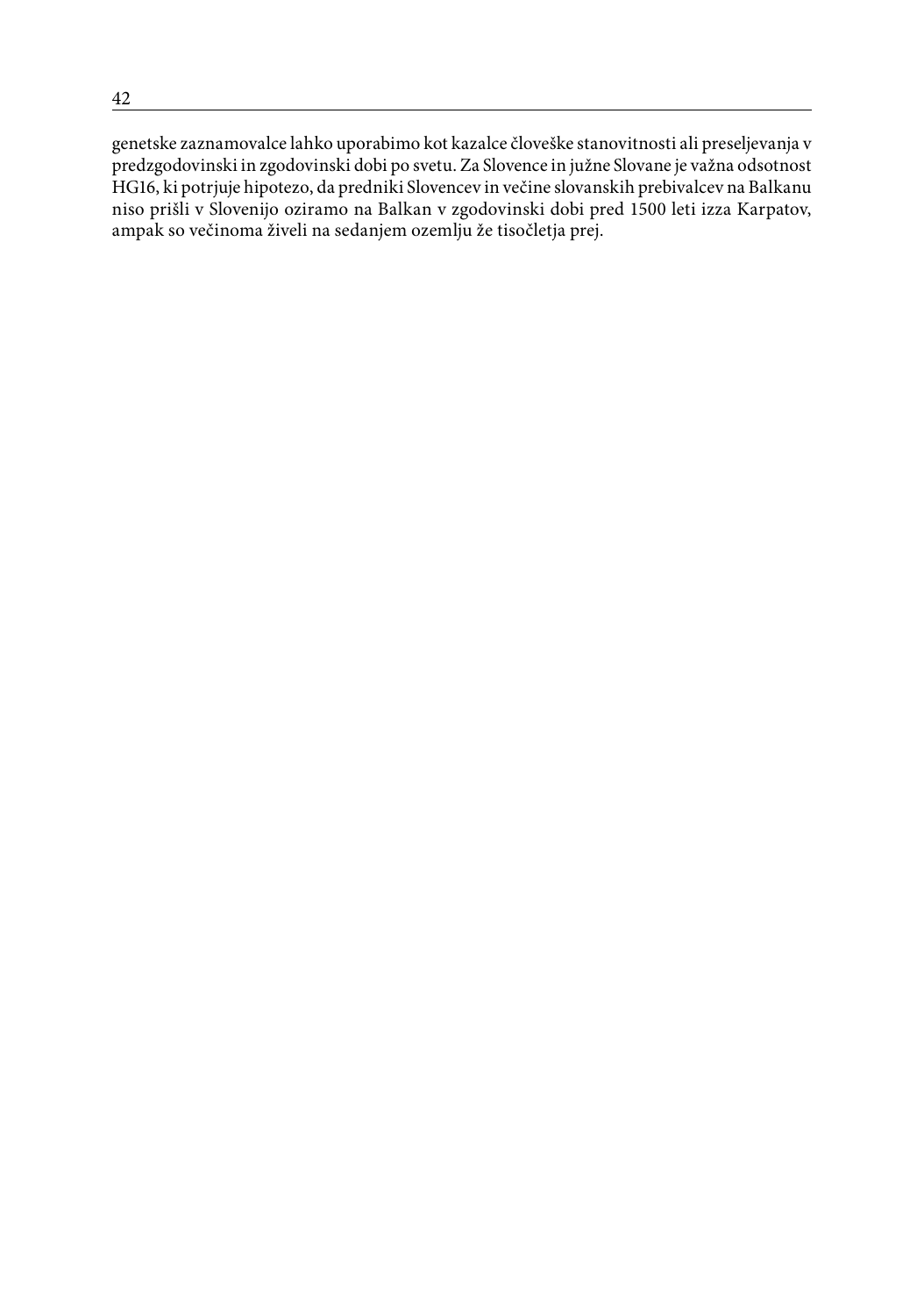genetske zaznamovalce lahko uporabimo kot kazalce človeške stanovitnosti ali preseljevanja v predzgodovinski in zgodovinski dobi po svetu. Za Slovence in južne Slovane je važna odsotnost HG16, ki potrjuje hipotezo, da predniki Slovencev in večine slovanskih prebivalcev na Balkanu niso prišli v Slovenijo oziramo na Balkan v zgodovinski dobi pred 1500 leti izza Karpatov, ampak so večinoma živeli na sedanjem ozemlju že tisočletja prej.